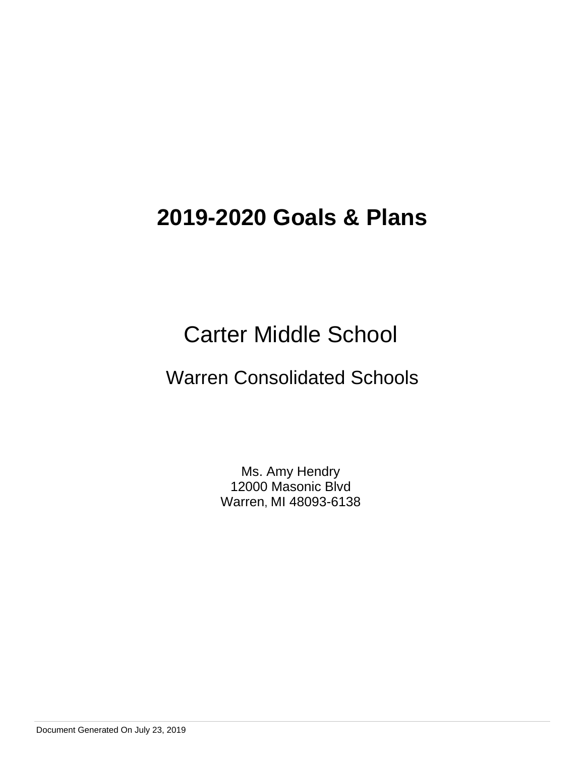# 2019-2020 Goals & Plans

## Carter Middle School

### Warren Consolidated Schools

Ms. Amy Hendry
12000 Masonic Blvd
Warren, MI 48093-6138

Document Generated On July 23, 2019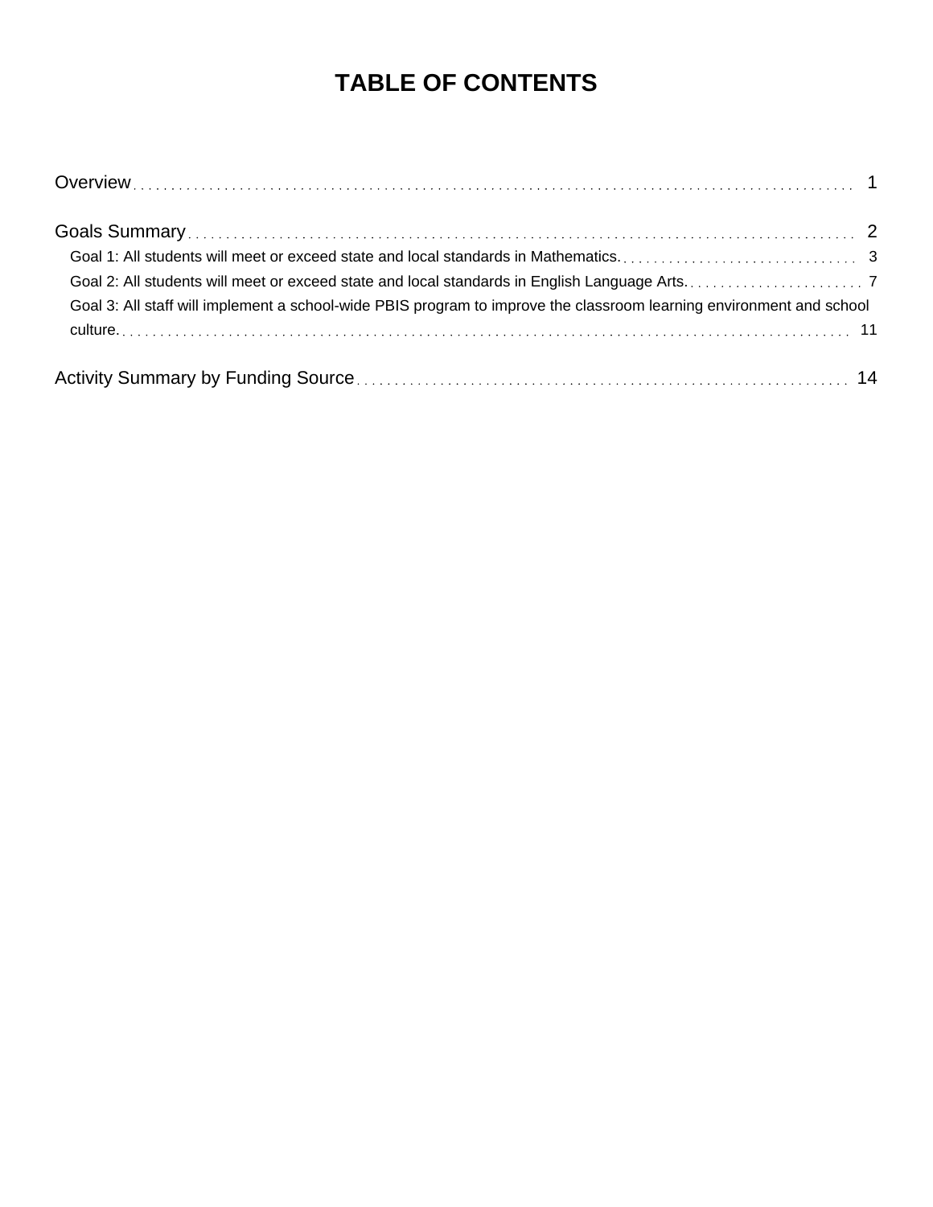# TABLE OF CONTENTS

Overview . . . . . . . . . . 1

Goals Summary . . . . . . . . . . 2

- Goal 1: All students will meet or exceed state and local standards in Mathematics. . . . . . . . . . 3
- Goal 2: All students will meet or exceed state and local standards in English Language Arts. . . . . . . . . . 7
- Goal 3: All staff will implement a school-wide PBIS program to improve the classroom learning environment and school culture. . . . . . . . . . 11

Activity Summary by Funding Source . . . . . . . . . . 14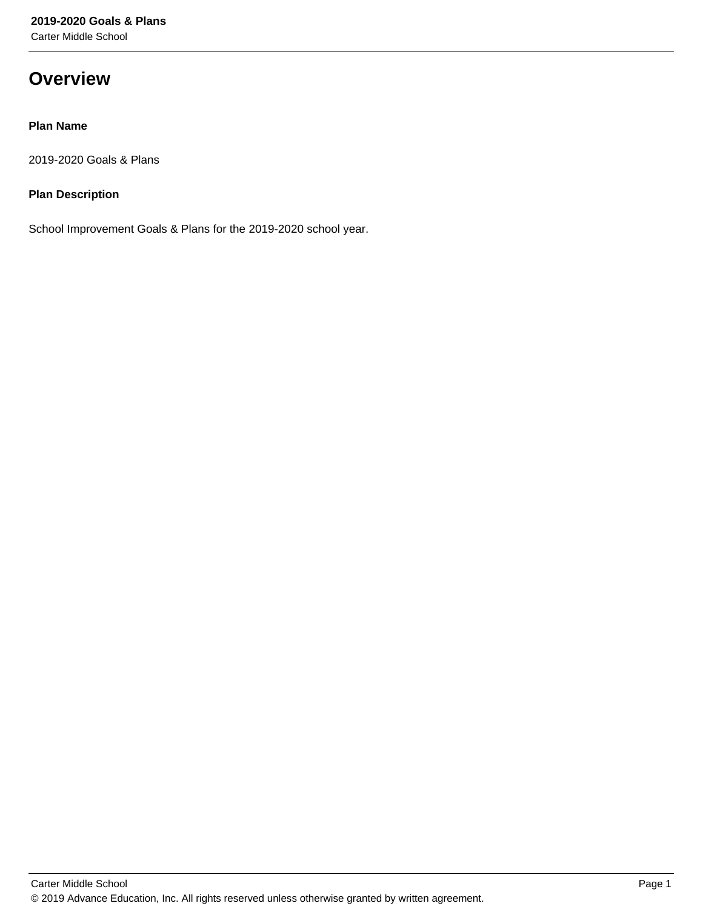# Overview

**Plan Name**

2019-2020 Goals & Plans

**Plan Description**

School Improvement Goals & Plans for the 2019-2020 school year.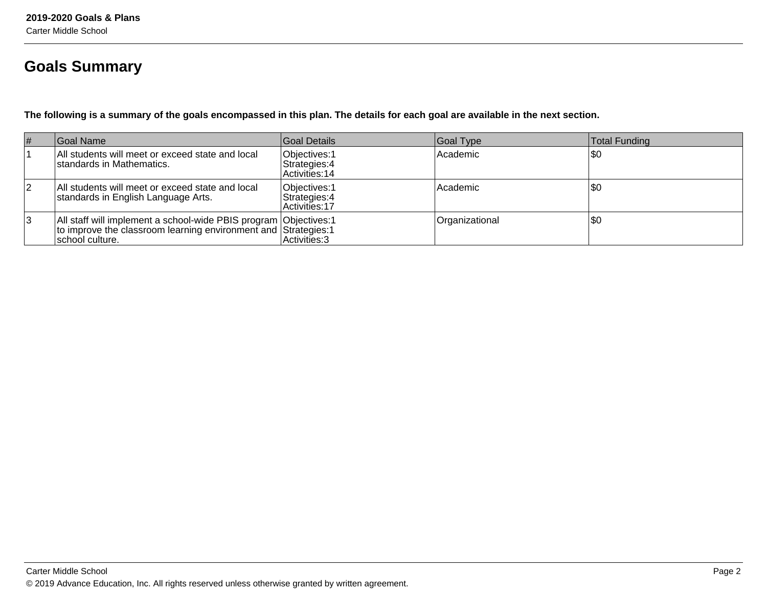## Goals Summary

**The following is a summary of the goals encompassed in this plan. The details for each goal are available in the next section.**

| # | Goal Name | Goal Details | Goal Type | Total Funding |
|---|---|---|---|---|
| 1 | All students will meet or exceed state and local standards in Mathematics. | Objectives:1<br>Strategies:4<br>Activities:14 | Academic | $0 |
| 2 | All students will meet or exceed state and local standards in English Language Arts. | Objectives:1<br>Strategies:4<br>Activities:17 | Academic | $0 |
| 3 | All staff will implement a school-wide PBIS program to improve the classroom learning environment and school culture. | Objectives:1<br>Strategies:1<br>Activities:3 | Organizational | $0 |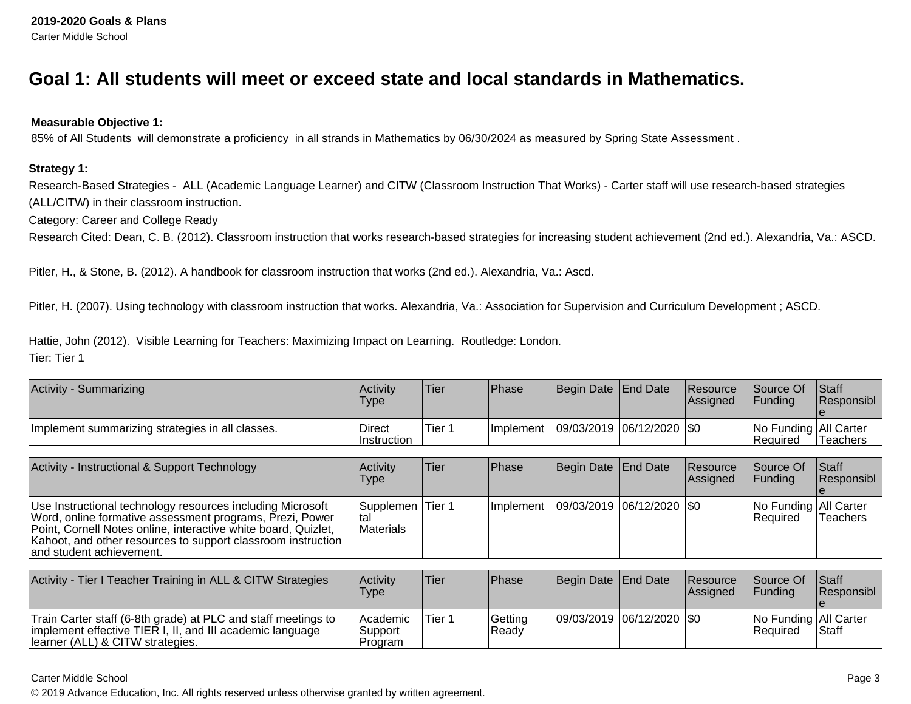# Goal 1: All students will meet or exceed state and local standards in Mathematics.

**Measurable Objective 1:**
85% of All Students will demonstrate a proficiency in all strands in Mathematics by 06/30/2024 as measured by Spring State Assessment .

**Strategy 1:**
Research-Based Strategies - ALL (Academic Language Learner) and CITW (Classroom Instruction That Works) - Carter staff will use research-based strategies (ALL/CITW) in their classroom instruction.
Category: Career and College Ready
Research Cited: Dean, C. B. (2012). Classroom instruction that works research-based strategies for increasing student achievement (2nd ed.). Alexandria, Va.: ASCD.

Pitler, H., & Stone, B. (2012). A handbook for classroom instruction that works (2nd ed.). Alexandria, Va.: Ascd.

Pitler, H. (2007). Using technology with classroom instruction that works. Alexandria, Va.: Association for Supervision and Curriculum Development ; ASCD.

Hattie, John (2012). Visible Learning for Teachers: Maximizing Impact on Learning. Routledge: London.
Tier: Tier 1

| Activity - Summarizing | Activity Type | Tier | Phase | Begin Date | End Date | Resource Assigned | Source Of Funding | Staff Responsible |
|---|---|---|---|---|---|---|---|---|
| Implement summarizing strategies in all classes. | Direct Instruction | Tier 1 | Implement | 09/03/2019 | 06/12/2020 | $0 | No Funding Required | All Carter Teachers |

| Activity - Instructional & Support Technology | Activity Type | Tier | Phase | Begin Date | End Date | Resource Assigned | Source Of Funding | Staff Responsible |
|---|---|---|---|---|---|---|---|---|
| Use Instructional technology resources including Microsoft Word, online formative assessment programs, Prezi, Power Point, Cornell Notes online, interactive white board, Quizlet, Kahoot, and other resources to support classroom instruction and student achievement. | Supplemental Materials | Tier 1 | Implement | 09/03/2019 | 06/12/2020 | $0 | No Funding Required | All Carter Teachers |

| Activity - Tier I Teacher Training in ALL & CITW Strategies | Activity Type | Tier | Phase | Begin Date | End Date | Resource Assigned | Source Of Funding | Staff Responsible |
|---|---|---|---|---|---|---|---|---|
| Train Carter staff (6-8th grade) at PLC and staff meetings to implement effective TIER I, II, and III academic language learner (ALL) & CITW strategies. | Academic Support Program | Tier 1 | Getting Ready | 09/03/2019 | 06/12/2020 | $0 | No Funding Required | All Carter Staff |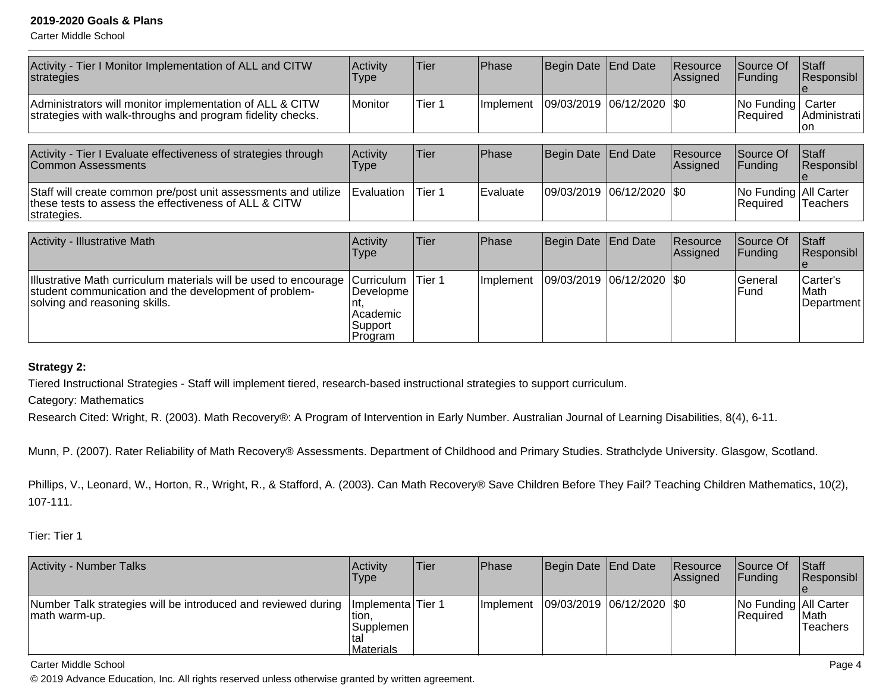| Activity - Tier I Monitor Implementation of ALL and CITW strategies | Activity Type | Tier | Phase | Begin Date | End Date | Resource Assigned | Source Of Funding | Staff Responsible |
|---|---|---|---|---|---|---|---|---|
| Administrators will monitor implementation of ALL & CITW strategies with walk-throughs and program fidelity checks. | Monitor | Tier 1 | Implement | 09/03/2019 | 06/12/2020 | $0 | No Funding Required | Carter Administration |

| Activity - Tier I Evaluate effectiveness of strategies through Common Assessments | Activity Type | Tier | Phase | Begin Date | End Date | Resource Assigned | Source Of Funding | Staff Responsible |
|---|---|---|---|---|---|---|---|---|
| Staff will create common pre/post unit assessments and utilize these tests to assess the effectiveness of ALL & CITW strategies. | Evaluation | Tier 1 | Evaluate | 09/03/2019 | 06/12/2020 | $0 | No Funding Required | All Carter Teachers |

| Activity - Illustrative Math | Activity Type | Tier | Phase | Begin Date | End Date | Resource Assigned | Source Of Funding | Staff Responsible |
|---|---|---|---|---|---|---|---|---|
| Illustrative Math curriculum materials will be used to encourage student communication and the development of problem-solving and reasoning skills. | Curriculum Development, Academic Support Program | Tier 1 | Implement | 09/03/2019 | 06/12/2020 | $0 | General Fund | Carter's Math Department |

**Strategy 2:**

Tiered Instructional Strategies - Staff will implement tiered, research-based instructional strategies to support curriculum.

Category: Mathematics

Research Cited: Wright, R. (2003). Math Recovery®: A Program of Intervention in Early Number. Australian Journal of Learning Disabilities, 8(4), 6-11.

Munn, P. (2007). Rater Reliability of Math Recovery® Assessments. Department of Childhood and Primary Studies. Strathclyde University. Glasgow, Scotland.

Phillips, V., Leonard, W., Horton, R., Wright, R., & Stafford, A. (2003). Can Math Recovery® Save Children Before They Fail? Teaching Children Mathematics, 10(2), 107-111.

Tier: Tier 1

| Activity - Number Talks | Activity Type | Tier | Phase | Begin Date | End Date | Resource Assigned | Source Of Funding | Staff Responsible |
|---|---|---|---|---|---|---|---|---|
| Number Talk strategies will be introduced and reviewed during math warm-up. | Implementation, Supplemental Materials | Tier 1 | Implement | 09/03/2019 | 06/12/2020 | $0 | No Funding Required | All Carter Math Teachers |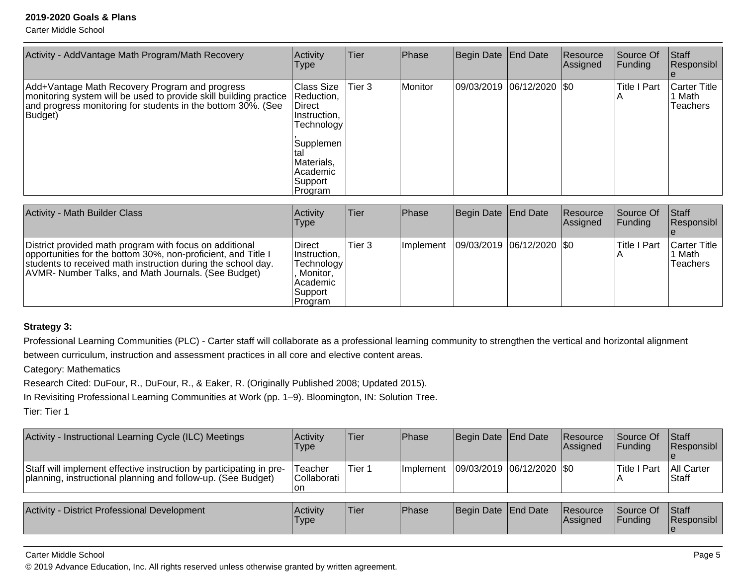## 2019-2020 Goals & Plans

Carter Middle School

| Activity - AddVantage Math Program/Math Recovery | Activity Type | Tier | Phase | Begin Date | End Date | Resource Assigned | Source Of Funding | Staff Responsible |
|---|---|---|---|---|---|---|---|---|
| Add+Vantage Math Recovery Program and progress monitoring system will be used to provide skill building practice and progress monitoring for students in the bottom 30%. (See Budget) | Class Size Reduction, Direct Instruction, Technology, Supplemental Materials, Academic Support Program | Tier 3 | Monitor | 09/03/2019 | 06/12/2020 | $0 | Title I Part A | Carter Title 1 Math Teachers |

| Activity - Math Builder Class | Activity Type | Tier | Phase | Begin Date | End Date | Resource Assigned | Source Of Funding | Staff Responsible |
|---|---|---|---|---|---|---|---|---|
| District provided math program with focus on additional opportunities for the bottom 30%, non-proficient, and Title I students to received math instruction during the school day. AVMR- Number Talks, and Math Journals. (See Budget) | Direct Instruction, Technology, Monitor, Academic Support Program | Tier 3 | Implement | 09/03/2019 | 06/12/2020 | $0 | Title I Part A | Carter Title 1 Math Teachers |

**Strategy 3:**

Professional Learning Communities (PLC) - Carter staff will collaborate as a professional learning community to strengthen the vertical and horizontal alignment between curriculum, instruction and assessment practices in all core and elective content areas.

Category: Mathematics

Research Cited: DuFour, R., DuFour, R., & Eaker, R. (Originally Published 2008; Updated 2015).

In Revisiting Professional Learning Communities at Work (pp. 1–9). Bloomington, IN: Solution Tree.

Tier: Tier 1

| Activity - Instructional Learning Cycle (ILC) Meetings | Activity Type | Tier | Phase | Begin Date | End Date | Resource Assigned | Source Of Funding | Staff Responsible |
|---|---|---|---|---|---|---|---|---|
| Staff will implement effective instruction by participating in pre-planning, instructional planning and follow-up. (See Budget) | Teacher Collaboration | Tier 1 | Implement | 09/03/2019 | 06/12/2020 | $0 | Title I Part A | All Carter Staff |

| Activity - District Professional Development | Activity Type | Tier | Phase | Begin Date | End Date | Resource Assigned | Source Of Funding | Staff Responsible |
|---|---|---|---|---|---|---|---|---|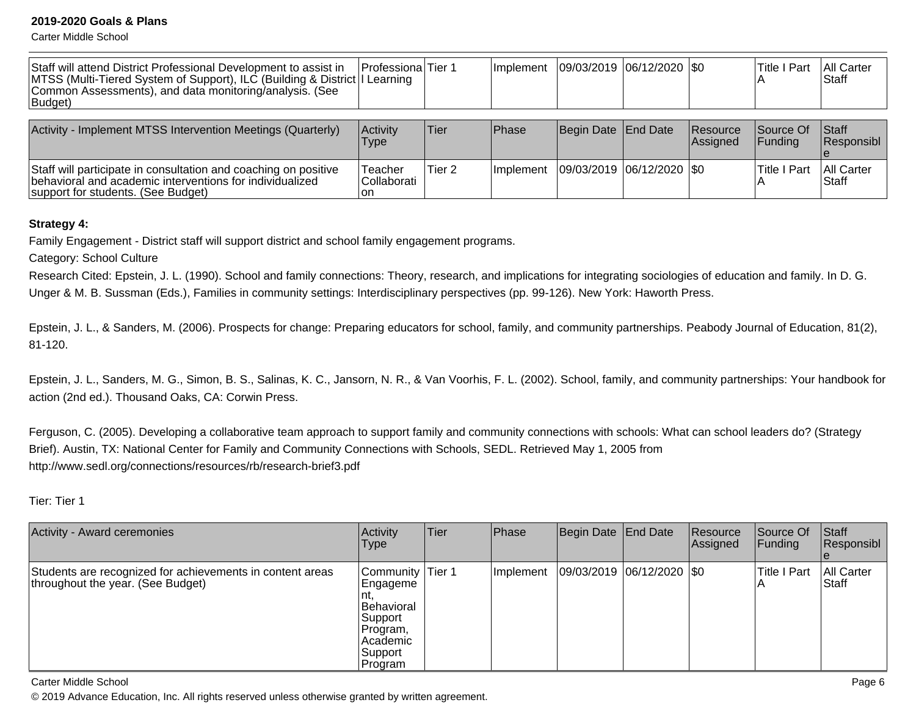| Staff will attend District Professional Development to assist in MTSS (Multi-Tiered System of Support), ILC (Building & District Common Assessments), and data monitoring/analysis. (See Budget) | Professional Learning | Tier 1 | Implement | 09/03/2019 | 06/12/2020 | $0 | Title I Part A | All Carter Staff |
|---|---|---|---|---|---|---|---|---|

| Activity - Implement MTSS Intervention Meetings (Quarterly) | Activity Type | Tier | Phase | Begin Date | End Date | Resource Assigned | Source Of Funding | Staff Responsible |
|---|---|---|---|---|---|---|---|---|
| Staff will participate in consultation and coaching on positive behavioral and academic interventions for individualized support for students. (See Budget) | Teacher Collaboration | Tier 2 | Implement | 09/03/2019 | 06/12/2020 | $0 | Title I Part A | All Carter Staff |

**Strategy 4:**

Family Engagement - District staff will support district and school family engagement programs.

Category: School Culture

Research Cited: Epstein, J. L. (1990). School and family connections: Theory, research, and implications for integrating sociologies of education and family. In D. G. Unger & M. B. Sussman (Eds.), Families in community settings: Interdisciplinary perspectives (pp. 99-126). New York: Haworth Press.

Epstein, J. L., & Sanders, M. (2006). Prospects for change: Preparing educators for school, family, and community partnerships. Peabody Journal of Education, 81(2), 81-120.

Epstein, J. L., Sanders, M. G., Simon, B. S., Salinas, K. C., Jansorn, N. R., & Van Voorhis, F. L. (2002). School, family, and community partnerships: Your handbook for action (2nd ed.). Thousand Oaks, CA: Corwin Press.

Ferguson, C. (2005). Developing a collaborative team approach to support family and community connections with schools: What can school leaders do? (Strategy Brief). Austin, TX: National Center for Family and Community Connections with Schools, SEDL. Retrieved May 1, 2005 from http://www.sedl.org/connections/resources/rb/research-brief3.pdf

Tier: Tier 1

| Activity - Award ceremonies | Activity Type | Tier | Phase | Begin Date | End Date | Resource Assigned | Source Of Funding | Staff Responsible |
|---|---|---|---|---|---|---|---|---|
| Students are recognized for achievements in content areas throughout the year. (See Budget) | Community Engagement, Behavioral Support Program, Academic Support Program | Tier 1 | Implement | 09/03/2019 | 06/12/2020 | $0 | Title I Part A | All Carter Staff |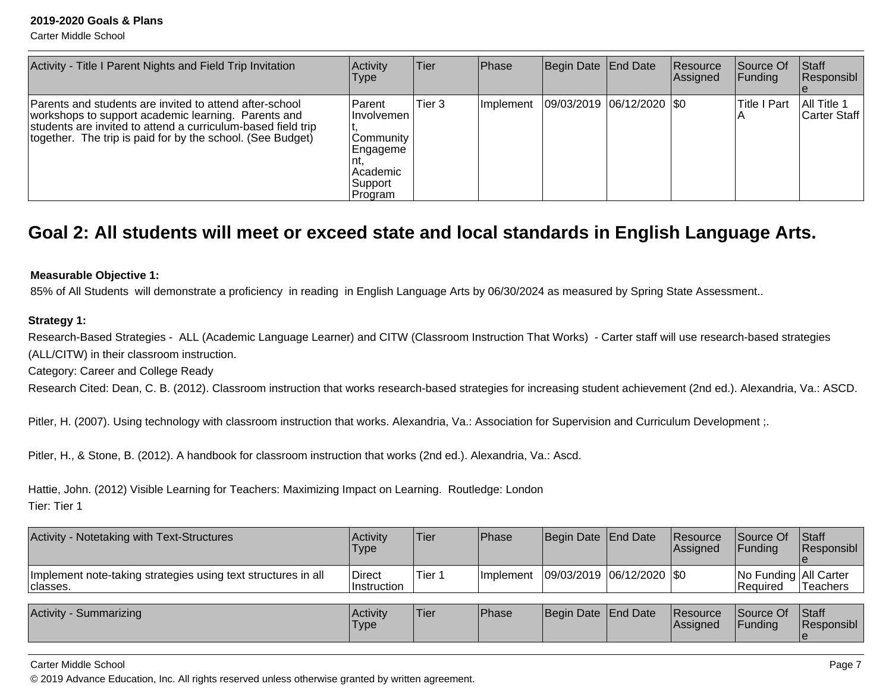| Activity - Title I Parent Nights and Field Trip Invitation | Activity Type | Tier | Phase | Begin Date | End Date | Resource Assigned | Source Of Funding | Staff Responsible |
|---|---|---|---|---|---|---|---|---|
| Parents and students are invited to attend after-school workshops to support academic learning. Parents and students are invited to attend a curriculum-based field trip together. The trip is paid for by the school. (See Budget) | Parent Involvement, Community Engagement, Academic Support Program | Tier 3 | Implement | 09/03/2019 | 06/12/2020 | $0 | Title I Part A | All Title 1 Carter Staff |

## Goal 2: All students will meet or exceed state and local standards in English Language Arts.

**Measurable Objective 1:**

85% of All Students will demonstrate a proficiency in reading in English Language Arts by 06/30/2024 as measured by Spring State Assessment..

**Strategy 1:**

Research-Based Strategies - ALL (Academic Language Learner) and CITW (Classroom Instruction That Works) - Carter staff will use research-based strategies (ALL/CITW) in their classroom instruction.

Category: Career and College Ready

Research Cited: Dean, C. B. (2012). Classroom instruction that works research-based strategies for increasing student achievement (2nd ed.). Alexandria, Va.: ASCD.

Pitler, H. (2007). Using technology with classroom instruction that works. Alexandria, Va.: Association for Supervision and Curriculum Development ;.

Pitler, H., & Stone, B. (2012). A handbook for classroom instruction that works (2nd ed.). Alexandria, Va.: Ascd.

Hattie, John. (2012) Visible Learning for Teachers: Maximizing Impact on Learning. Routledge: London

Tier: Tier 1

| Activity - Notetaking with Text-Structures | Activity Type | Tier | Phase | Begin Date | End Date | Resource Assigned | Source Of Funding | Staff Responsible |
|---|---|---|---|---|---|---|---|---|
| Implement note-taking strategies using text structures in all classes. | Direct Instruction | Tier 1 | Implement | 09/03/2019 | 06/12/2020 | $0 | No Funding Required | All Carter Teachers |

| Activity - Summarizing | Activity Type | Tier | Phase | Begin Date | End Date | Resource Assigned | Source Of Funding | Staff Responsible |
|---|---|---|---|---|---|---|---|---|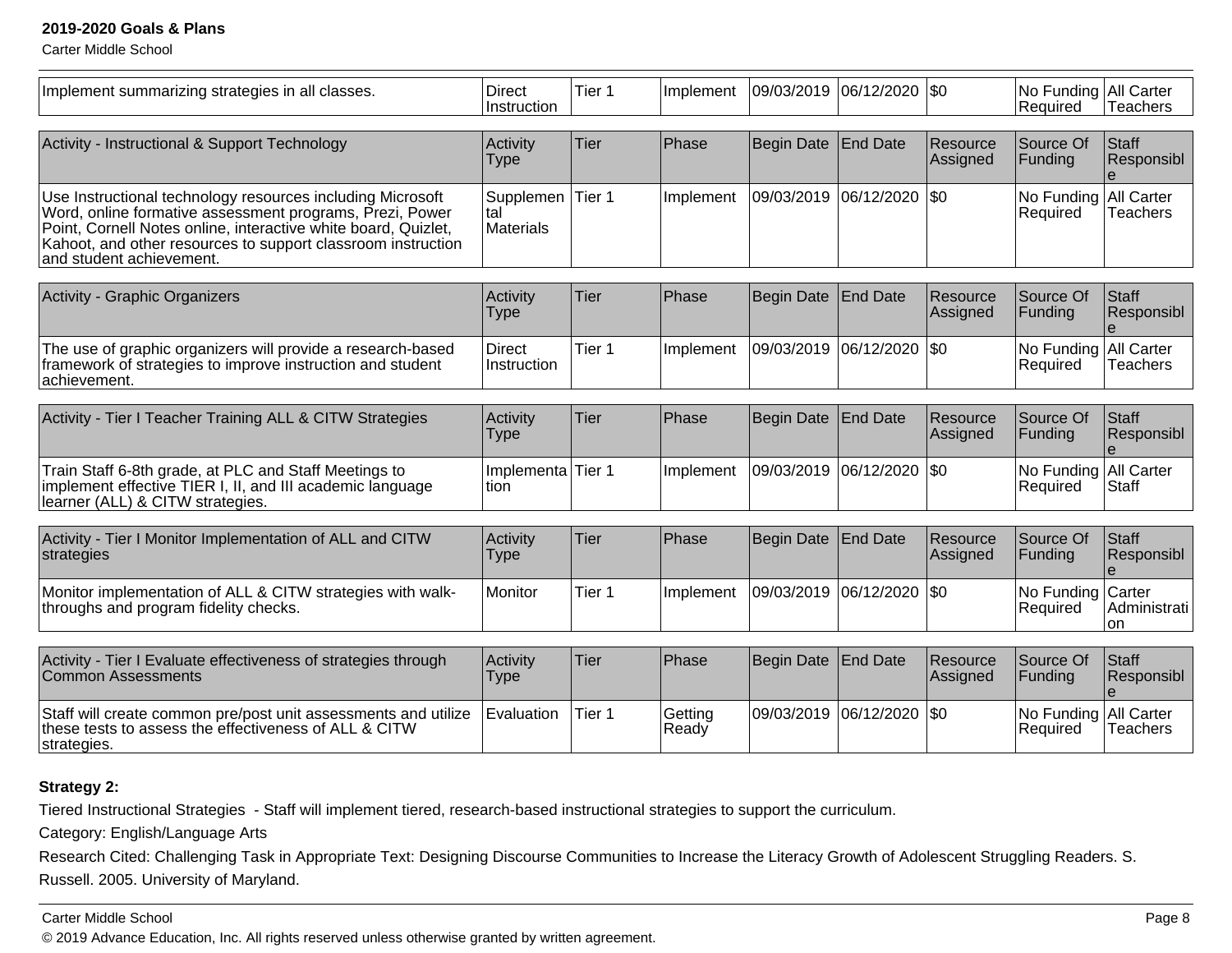| Implement summarizing strategies in all classes. | Direct Instruction | Tier 1 | Implement | 09/03/2019 | 06/12/2020 | $0 | No Funding Required | All Carter Teachers |
|---|---|---|---|---|---|---|---|---|

| Activity - Instructional & Support Technology | Activity Type | Tier | Phase | Begin Date | End Date | Resource Assigned | Source Of Funding | Staff Responsible |
|---|---|---|---|---|---|---|---|---|
| Use Instructional technology resources including Microsoft Word, online formative assessment programs, Prezi, Power Point, Cornell Notes online, interactive white board, Quizlet, Kahoot, and other resources to support classroom instruction and student achievement. | Supplemental Materials | Tier 1 | Implement | 09/03/2019 | 06/12/2020 | $0 | No Funding Required | All Carter Teachers |

| Activity - Graphic Organizers | Activity Type | Tier | Phase | Begin Date | End Date | Resource Assigned | Source Of Funding | Staff Responsible |
|---|---|---|---|---|---|---|---|---|
| The use of graphic organizers will provide a research-based framework of strategies to improve instruction and student achievement. | Direct Instruction | Tier 1 | Implement | 09/03/2019 | 06/12/2020 | $0 | No Funding Required | All Carter Teachers |

| Activity - Tier I Teacher Training ALL & CITW Strategies | Activity Type | Tier | Phase | Begin Date | End Date | Resource Assigned | Source Of Funding | Staff Responsible |
|---|---|---|---|---|---|---|---|---|
| Train Staff 6-8th grade, at PLC and Staff Meetings to implement effective TIER I, II, and III academic language learner (ALL) & CITW strategies. | Implementation | Tier 1 | Implement | 09/03/2019 | 06/12/2020 | $0 | No Funding Required | All Carter Staff |

| Activity - Tier I Monitor Implementation of ALL and CITW strategies | Activity Type | Tier | Phase | Begin Date | End Date | Resource Assigned | Source Of Funding | Staff Responsible |
|---|---|---|---|---|---|---|---|---|
| Monitor implementation of ALL & CITW strategies with walk-throughs and program fidelity checks. | Monitor | Tier 1 | Implement | 09/03/2019 | 06/12/2020 | $0 | No Funding Required | Carter Administration |

| Activity - Tier I Evaluate effectiveness of strategies through Common Assessments | Activity Type | Tier | Phase | Begin Date | End Date | Resource Assigned | Source Of Funding | Staff Responsible |
|---|---|---|---|---|---|---|---|---|
| Staff will create common pre/post unit assessments and utilize these tests to assess the effectiveness of ALL & CITW strategies. | Evaluation | Tier 1 | Getting Ready | 09/03/2019 | 06/12/2020 | $0 | No Funding Required | All Carter Teachers |

**Strategy 2:**

Tiered Instructional Strategies - Staff will implement tiered, research-based instructional strategies to support the curriculum.

Category: English/Language Arts

Research Cited: Challenging Task in Appropriate Text: Designing Discourse Communities to Increase the Literacy Growth of Adolescent Struggling Readers. S. Russell. 2005. University of Maryland.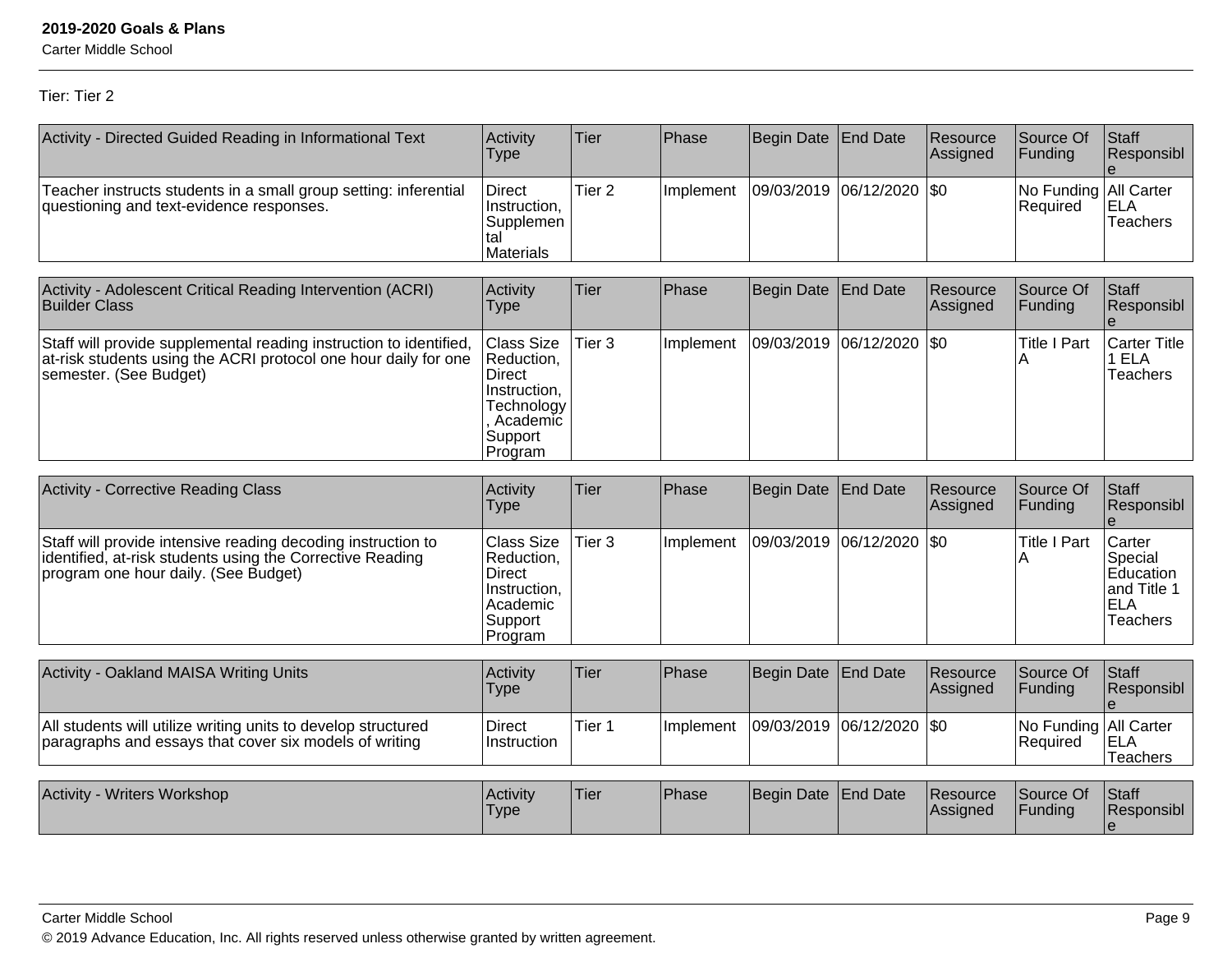Tier: Tier 2

| Activity - Directed Guided Reading in Informational Text | Activity Type | Tier | Phase | Begin Date | End Date | Resource Assigned | Source Of Funding | Staff Responsible |
|---|---|---|---|---|---|---|---|---|
| Teacher instructs students in a small group setting: inferential questioning and text-evidence responses. | Direct Instruction, Supplemental Materials | Tier 2 | Implement | 09/03/2019 | 06/12/2020 | $0 | No Funding Required | All Carter ELA Teachers |

| Activity - Adolescent Critical Reading Intervention (ACRI) Builder Class | Activity Type | Tier | Phase | Begin Date | End Date | Resource Assigned | Source Of Funding | Staff Responsible |
|---|---|---|---|---|---|---|---|---|
| Staff will provide supplemental reading instruction to identified, at-risk students using the ACRI protocol one hour daily for one semester. (See Budget) | Class Size Reduction, Direct Instruction, Technology, Academic Support Program | Tier 3 | Implement | 09/03/2019 | 06/12/2020 | $0 | Title I Part A | Carter Title 1 ELA Teachers |

| Activity - Corrective Reading Class | Activity Type | Tier | Phase | Begin Date | End Date | Resource Assigned | Source Of Funding | Staff Responsible |
|---|---|---|---|---|---|---|---|---|
| Staff will provide intensive reading decoding instruction to identified, at-risk students using the Corrective Reading program one hour daily. (See Budget) | Class Size Reduction, Direct Instruction, Academic Support Program | Tier 3 | Implement | 09/03/2019 | 06/12/2020 | $0 | Title I Part A | Carter Special Education and Title 1 ELA Teachers |

| Activity - Oakland MAISA Writing Units | Activity Type | Tier | Phase | Begin Date | End Date | Resource Assigned | Source Of Funding | Staff Responsible |
|---|---|---|---|---|---|---|---|---|
| All students will utilize writing units to develop structured paragraphs and essays that cover six models of writing | Direct Instruction | Tier 1 | Implement | 09/03/2019 | 06/12/2020 | $0 | No Funding Required | All Carter ELA Teachers |

| Activity - Writers Workshop | Activity Type | Tier | Phase | Begin Date | End Date | Resource Assigned | Source Of Funding | Staff Responsible |
|---|---|---|---|---|---|---|---|---|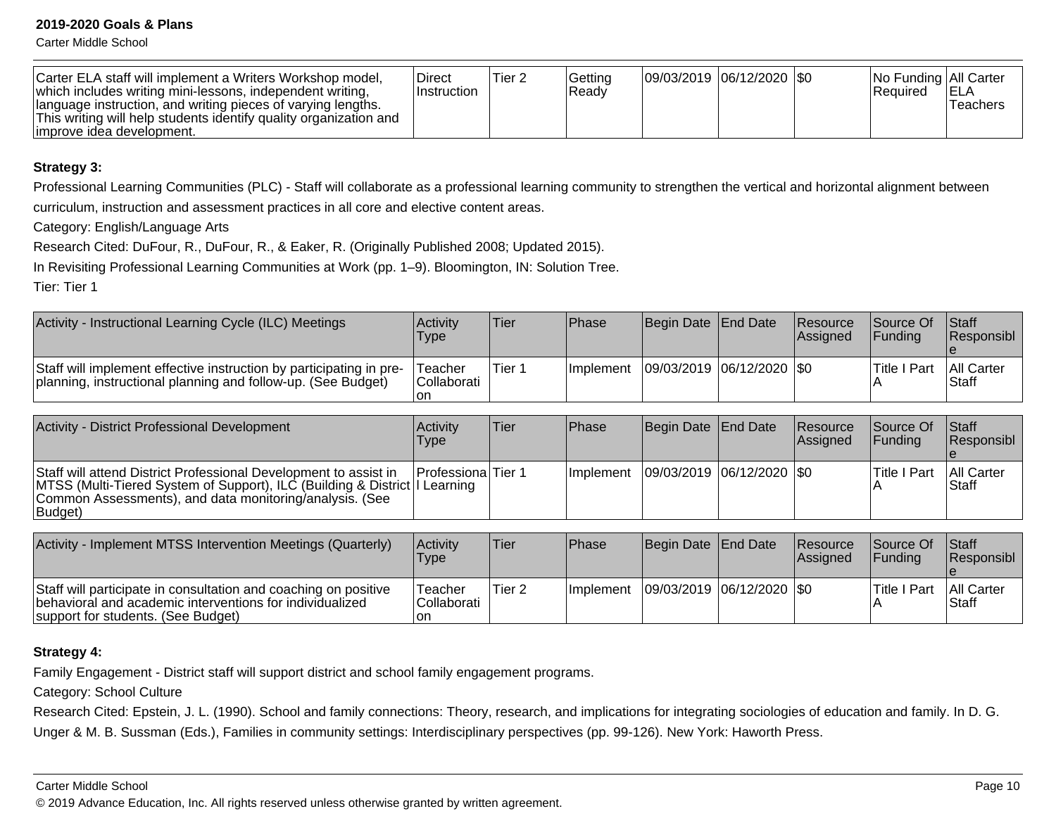| Carter ELA staff will implement a Writers Workshop model, which includes writing mini-lessons, independent writing, language instruction, and writing pieces of varying lengths. This writing will help students identify quality organization and improve idea development. | Direct Instruction | Tier 2 | Getting Ready | 09/03/2019 | 06/12/2020 | $0 | No Funding Required | All Carter ELA Teachers |
|---|---|---|---|---|---|---|---|---|

**Strategy 3:**

Professional Learning Communities (PLC) - Staff will collaborate as a professional learning community to strengthen the vertical and horizontal alignment between curriculum, instruction and assessment practices in all core and elective content areas.

Category: English/Language Arts

Research Cited: DuFour, R., DuFour, R., & Eaker, R. (Originally Published 2008; Updated 2015).

In Revisiting Professional Learning Communities at Work (pp. 1–9). Bloomington, IN: Solution Tree.

Tier: Tier 1

| Activity - Instructional Learning Cycle (ILC) Meetings | Activity Type | Tier | Phase | Begin Date | End Date | Resource Assigned | Source Of Funding | Staff Responsible |
|---|---|---|---|---|---|---|---|---|
| Staff will implement effective instruction by participating in pre-planning, instructional planning and follow-up. (See Budget) | Teacher Collaboration | Tier 1 | Implement | 09/03/2019 | 06/12/2020 | $0 | Title I Part A | All Carter Staff |

| Activity - District Professional Development | Activity Type | Tier | Phase | Begin Date | End Date | Resource Assigned | Source Of Funding | Staff Responsible |
|---|---|---|---|---|---|---|---|---|
| Staff will attend District Professional Development to assist in MTSS (Multi-Tiered System of Support), ILC (Building & District Common Assessments), and data monitoring/analysis. (See Budget) | Professional Learning | Tier 1 | Implement | 09/03/2019 | 06/12/2020 | $0 | Title I Part A | All Carter Staff |

| Activity - Implement MTSS Intervention Meetings (Quarterly) | Activity Type | Tier | Phase | Begin Date | End Date | Resource Assigned | Source Of Funding | Staff Responsible |
|---|---|---|---|---|---|---|---|---|
| Staff will participate in consultation and coaching on positive behavioral and academic interventions for individualized support for students. (See Budget) | Teacher Collaboration | Tier 2 | Implement | 09/03/2019 | 06/12/2020 | $0 | Title I Part A | All Carter Staff |

**Strategy 4:**

Family Engagement - District staff will support district and school family engagement programs.

Category: School Culture

Research Cited: Epstein, J. L. (1990). School and family connections: Theory, research, and implications for integrating sociologies of education and family. In D. G. Unger & M. B. Sussman (Eds.), Families in community settings: Interdisciplinary perspectives (pp. 99-126). New York: Haworth Press.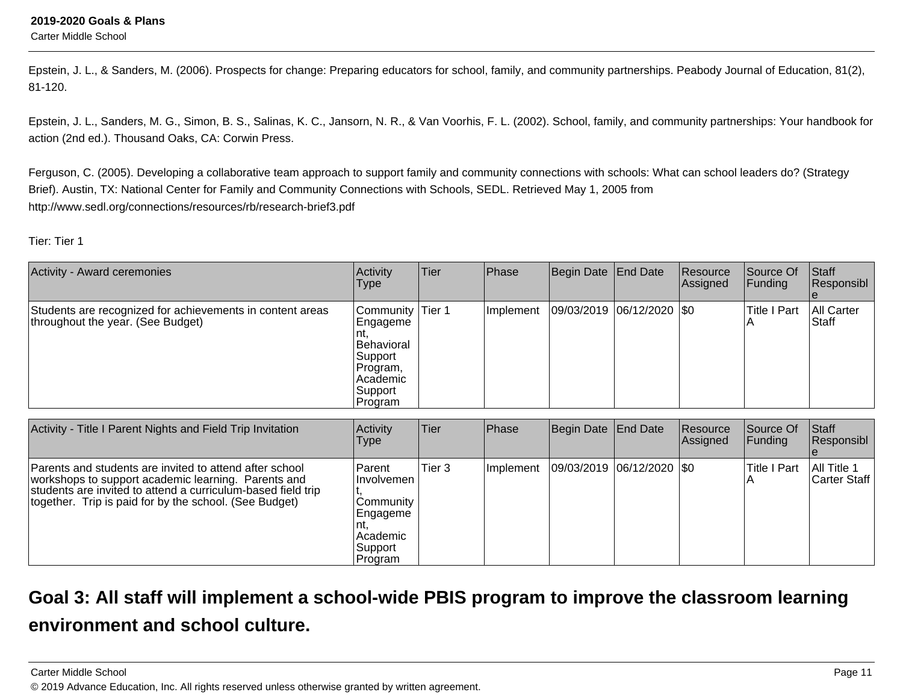Epstein, J. L., & Sanders, M. (2006). Prospects for change: Preparing educators for school, family, and community partnerships. Peabody Journal of Education, 81(2), 81-120.

Epstein, J. L., Sanders, M. G., Simon, B. S., Salinas, K. C., Jansorn, N. R., & Van Voorhis, F. L. (2002). School, family, and community partnerships: Your handbook for action (2nd ed.). Thousand Oaks, CA: Corwin Press.

Ferguson, C. (2005). Developing a collaborative team approach to support family and community connections with schools: What can school leaders do? (Strategy Brief). Austin, TX: National Center for Family and Community Connections with Schools, SEDL. Retrieved May 1, 2005 from http://www.sedl.org/connections/resources/rb/research-brief3.pdf

Tier: Tier 1

| Activity - Award ceremonies | Activity Type | Tier | Phase | Begin Date | End Date | Resource Assigned | Source Of Funding | Staff Responsible |
|---|---|---|---|---|---|---|---|---|
| Students are recognized for achievements in content areas throughout the year. (See Budget) | Community Engagement, Behavioral Support Program, Academic Support Program | Tier 1 | Implement | 09/03/2019 | 06/12/2020 | $0 | Title I Part A | All Carter Staff |

| Activity - Title I Parent Nights and Field Trip Invitation | Activity Type | Tier | Phase | Begin Date | End Date | Resource Assigned | Source Of Funding | Staff Responsible |
|---|---|---|---|---|---|---|---|---|
| Parents and students are invited to attend after school workshops to support academic learning. Parents and students are invited to attend a curriculum-based field trip together. Trip is paid for by the school. (See Budget) | Parent Involvement, Community Engagement, Academic Support Program | Tier 3 | Implement | 09/03/2019 | 06/12/2020 | $0 | Title I Part A | All Title 1 Carter Staff |

## Goal 3: All staff will implement a school-wide PBIS program to improve the classroom learning environment and school culture.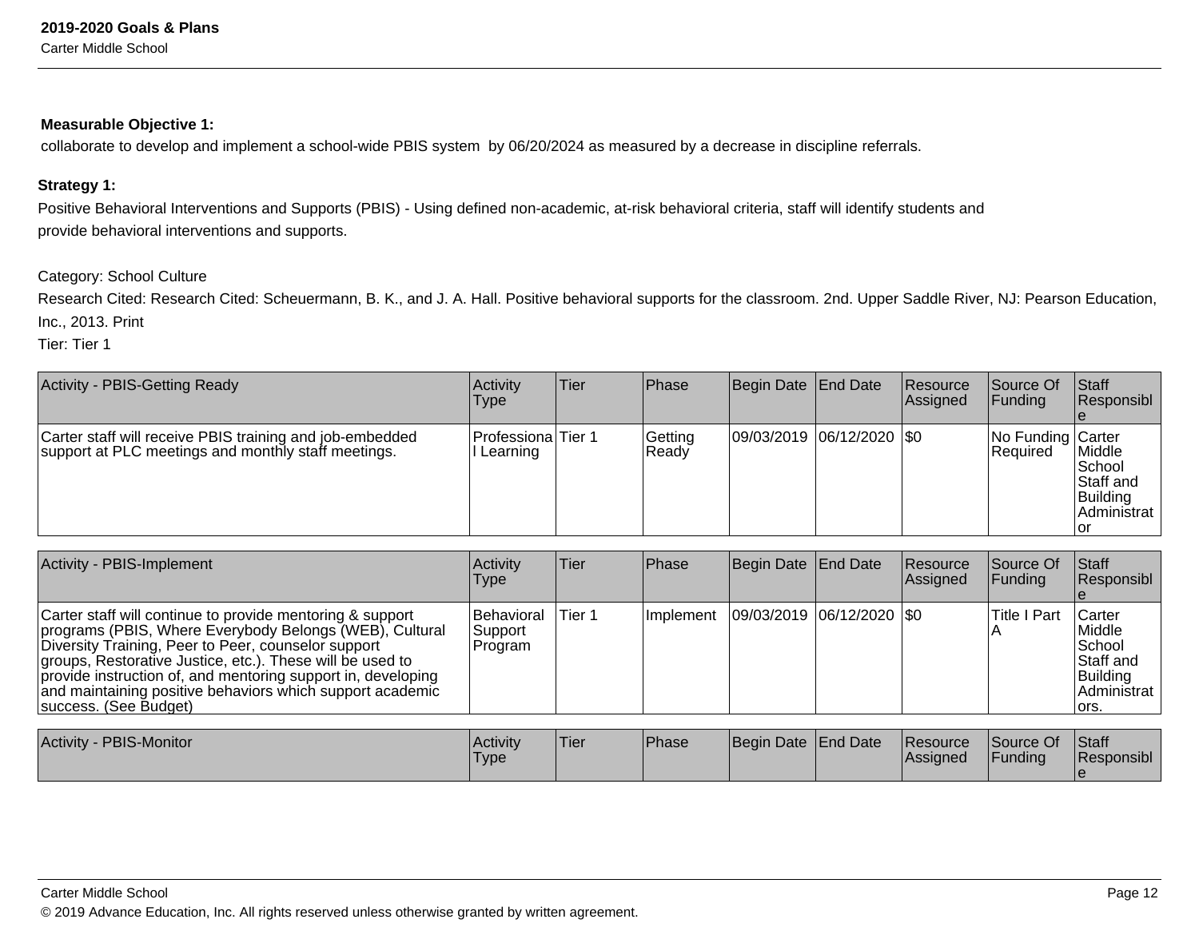**Measurable Objective 1:**

collaborate to develop and implement a school-wide PBIS system by 06/20/2024 as measured by a decrease in discipline referrals.

**Strategy 1:**

Positive Behavioral Interventions and Supports (PBIS) - Using defined non-academic, at-risk behavioral criteria, staff will identify students and provide behavioral interventions and supports.

Category: School Culture

Research Cited: Research Cited: Scheuermann, B. K., and J. A. Hall. Positive behavioral supports for the classroom. 2nd. Upper Saddle River, NJ: Pearson Education, Inc., 2013. Print

Tier: Tier 1

| Activity - PBIS-Getting Ready | Activity Type | Tier | Phase | Begin Date | End Date | Resource Assigned | Source Of Funding | Staff Responsible |
|---|---|---|---|---|---|---|---|---|
| Carter staff will receive PBIS training and job-embedded support at PLC meetings and monthly staff meetings. | Professional Learning | Tier 1 | Getting Ready | 09/03/2019 | 06/12/2020 | $0 | No Funding Required | Carter Middle School Staff and Building Administrator |

| Activity - PBIS-Implement | Activity Type | Tier | Phase | Begin Date | End Date | Resource Assigned | Source Of Funding | Staff Responsible |
|---|---|---|---|---|---|---|---|---|
| Carter staff will continue to provide mentoring & support programs (PBIS, Where Everybody Belongs (WEB), Cultural Diversity Training, Peer to Peer, counselor support groups, Restorative Justice, etc.). These will be used to provide instruction of, and mentoring support in, developing and maintaining positive behaviors which support academic success. (See Budget) | Behavioral Support Program | Tier 1 | Implement | 09/03/2019 | 06/12/2020 | $0 | Title I Part A | Carter Middle School Staff and Building Administrators. |

| Activity - PBIS-Monitor | Activity Type | Tier | Phase | Begin Date | End Date | Resource Assigned | Source Of Funding | Staff Responsible |
|---|---|---|---|---|---|---|---|---|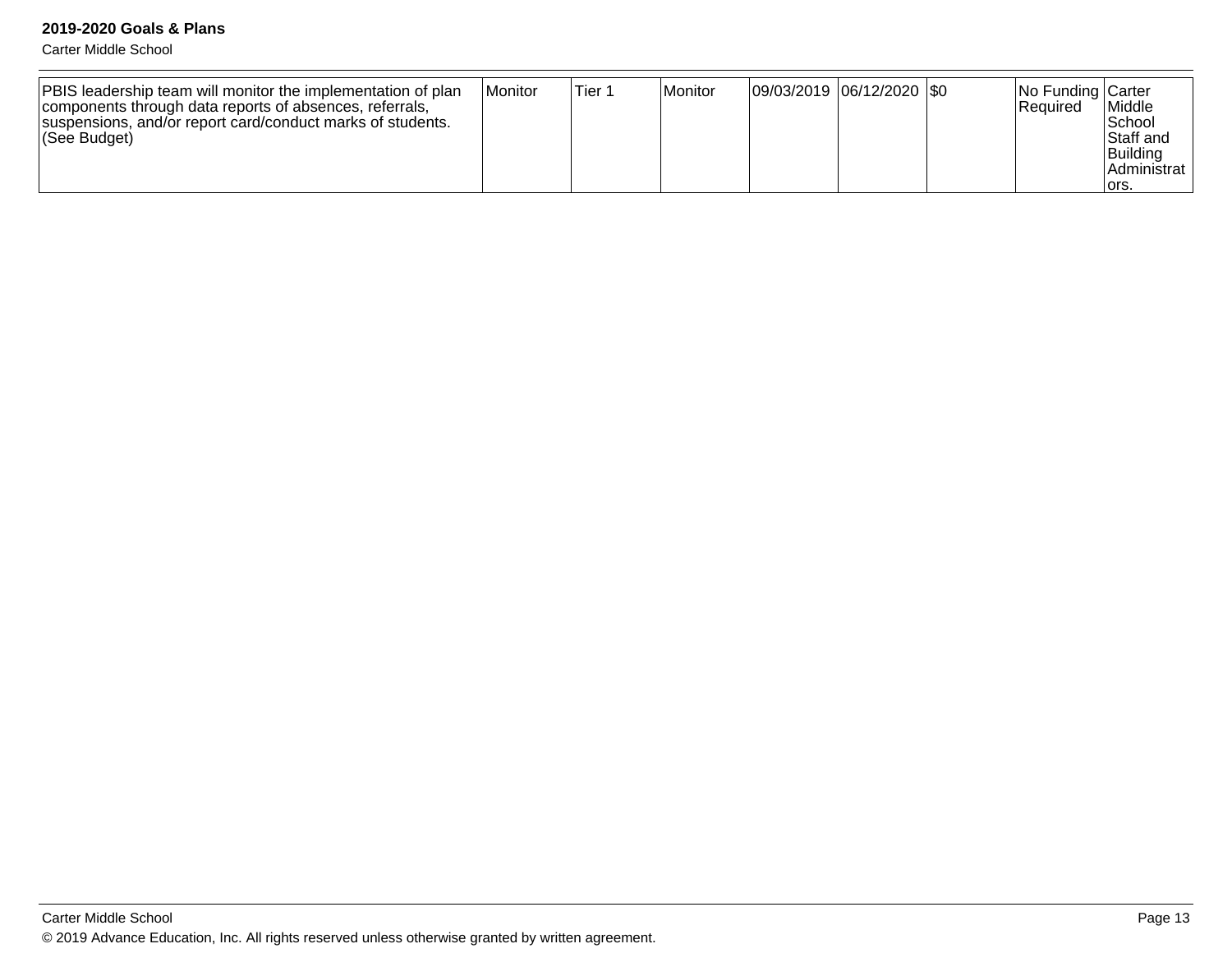| | | | | | | | | |
|---|---|---|---|---|---|---|---|---|
| PBIS leadership team will monitor the implementation of plan components through data reports of absences, referrals, suspensions, and/or report card/conduct marks of students. (See Budget) | Monitor | Tier 1 | Monitor | 09/03/2019 | 06/12/2020 | $0 | No Funding Required | Carter Middle School Staff and Building Administrators. |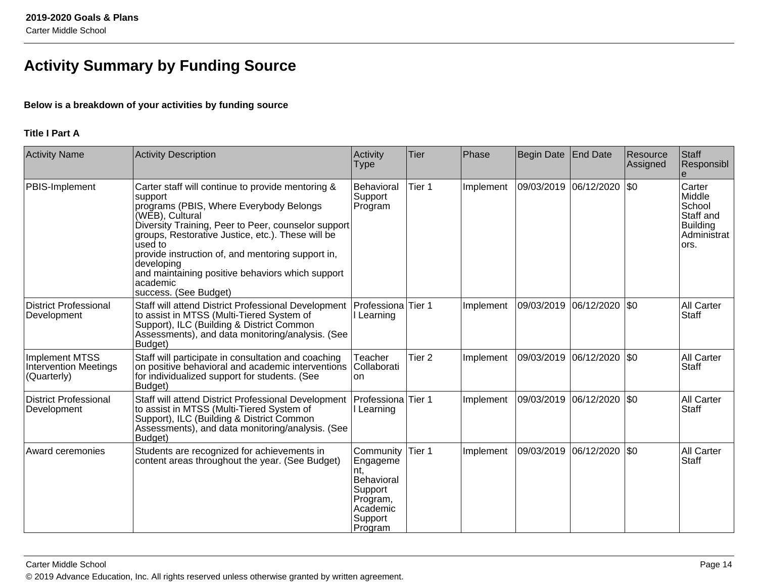# Activity Summary by Funding Source

**Below is a breakdown of your activities by funding source**

**Title I Part A**

| Activity Name | Activity Description | Activity Type | Tier | Phase | Begin Date | End Date | Resource Assigned | Staff Responsible |
|---|---|---|---|---|---|---|---|---|
| PBIS-Implement | Carter staff will continue to provide mentoring & support programs (PBIS, Where Everybody Belongs (WEB), Cultural Diversity Training, Peer to Peer, counselor support groups, Restorative Justice, etc.). These will be used to provide instruction of, and mentoring support in, developing and maintaining positive behaviors which support academic success. (See Budget) | Behavioral Support Program | Tier 1 | Implement | 09/03/2019 | 06/12/2020 | $0 | Carter Middle School Staff and Building Administrators. |
| District Professional Development | Staff will attend District Professional Development to assist in MTSS (Multi-Tiered System of Support), ILC (Building & District Common Assessments), and data monitoring/analysis. (See Budget) | Professional Learning | Tier 1 | Implement | 09/03/2019 | 06/12/2020 | $0 | All Carter Staff |
| Implement MTSS Intervention Meetings (Quarterly) | Staff will participate in consultation and coaching on positive behavioral and academic interventions for individualized support for students. (See Budget) | Teacher Collaboration | Tier 2 | Implement | 09/03/2019 | 06/12/2020 | $0 | All Carter Staff |
| District Professional Development | Staff will attend District Professional Development to assist in MTSS (Multi-Tiered System of Support), ILC (Building & District Common Assessments), and data monitoring/analysis. (See Budget) | Professional Learning | Tier 1 | Implement | 09/03/2019 | 06/12/2020 | $0 | All Carter Staff |
| Award ceremonies | Students are recognized for achievements in content areas throughout the year. (See Budget) | Community Engagement, Behavioral Support Program, Academic Support Program | Tier 1 | Implement | 09/03/2019 | 06/12/2020 | $0 | All Carter Staff |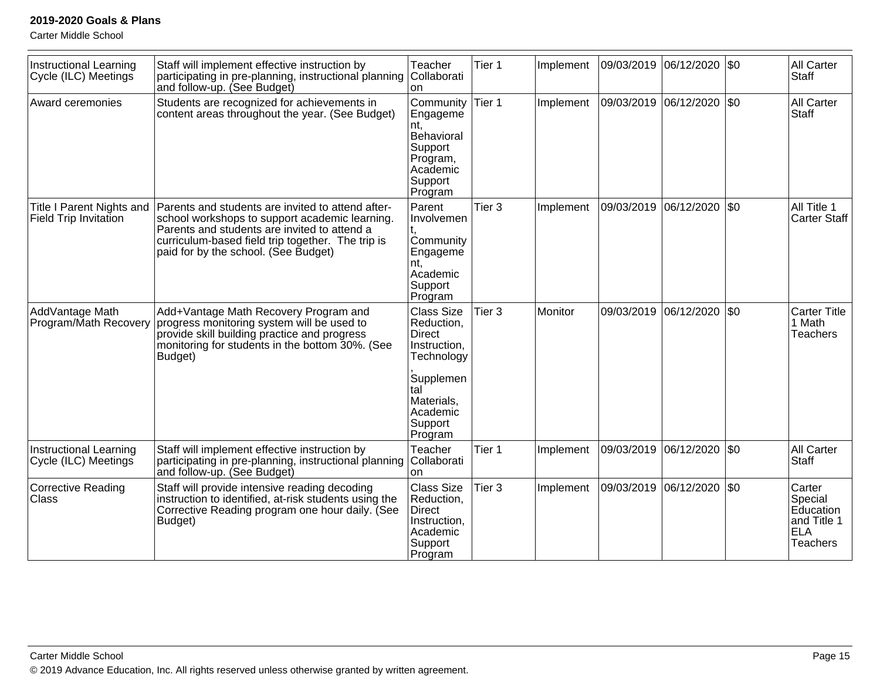| | | | | | | | | |
|---|---|---|---|---|---|---|---|---|
| Instructional Learning Cycle (ILC) Meetings | Staff will implement effective instruction by participating in pre-planning, instructional planning and follow-up. (See Budget) | Teacher Collaboration | Tier 1 | Implement | 09/03/2019 | 06/12/2020 | $0 | All Carter Staff |
| Award ceremonies | Students are recognized for achievements in content areas throughout the year. (See Budget) | Community Engagement, Behavioral Support Program, Academic Support Program | Tier 1 | Implement | 09/03/2019 | 06/12/2020 | $0 | All Carter Staff |
| Title I Parent Nights and Field Trip Invitation | Parents and students are invited to attend after-school workshops to support academic learning. Parents and students are invited to attend a curriculum-based field trip together. The trip is paid for by the school. (See Budget) | Parent Involvement, Community Engagement, Academic Support Program | Tier 3 | Implement | 09/03/2019 | 06/12/2020 | $0 | All Title 1 Carter Staff |
| AddVantage Math Program/Math Recovery | Add+Vantage Math Recovery Program and progress monitoring system will be used to provide skill building practice and progress monitoring for students in the bottom 30%. (See Budget) | Class Size Reduction, Direct Instruction, Technology, Supplemental Materials, Academic Support Program | Tier 3 | Monitor | 09/03/2019 | 06/12/2020 | $0 | Carter Title 1 Math Teachers |
| Instructional Learning Cycle (ILC) Meetings | Staff will implement effective instruction by participating in pre-planning, instructional planning and follow-up. (See Budget) | Teacher Collaboration | Tier 1 | Implement | 09/03/2019 | 06/12/2020 | $0 | All Carter Staff |
| Corrective Reading Class | Staff will provide intensive reading decoding instruction to identified, at-risk students using the Corrective Reading program one hour daily. (See Budget) | Class Size Reduction, Direct Instruction, Academic Support Program | Tier 3 | Implement | 09/03/2019 | 06/12/2020 | $0 | Carter Special Education and Title 1 ELA Teachers |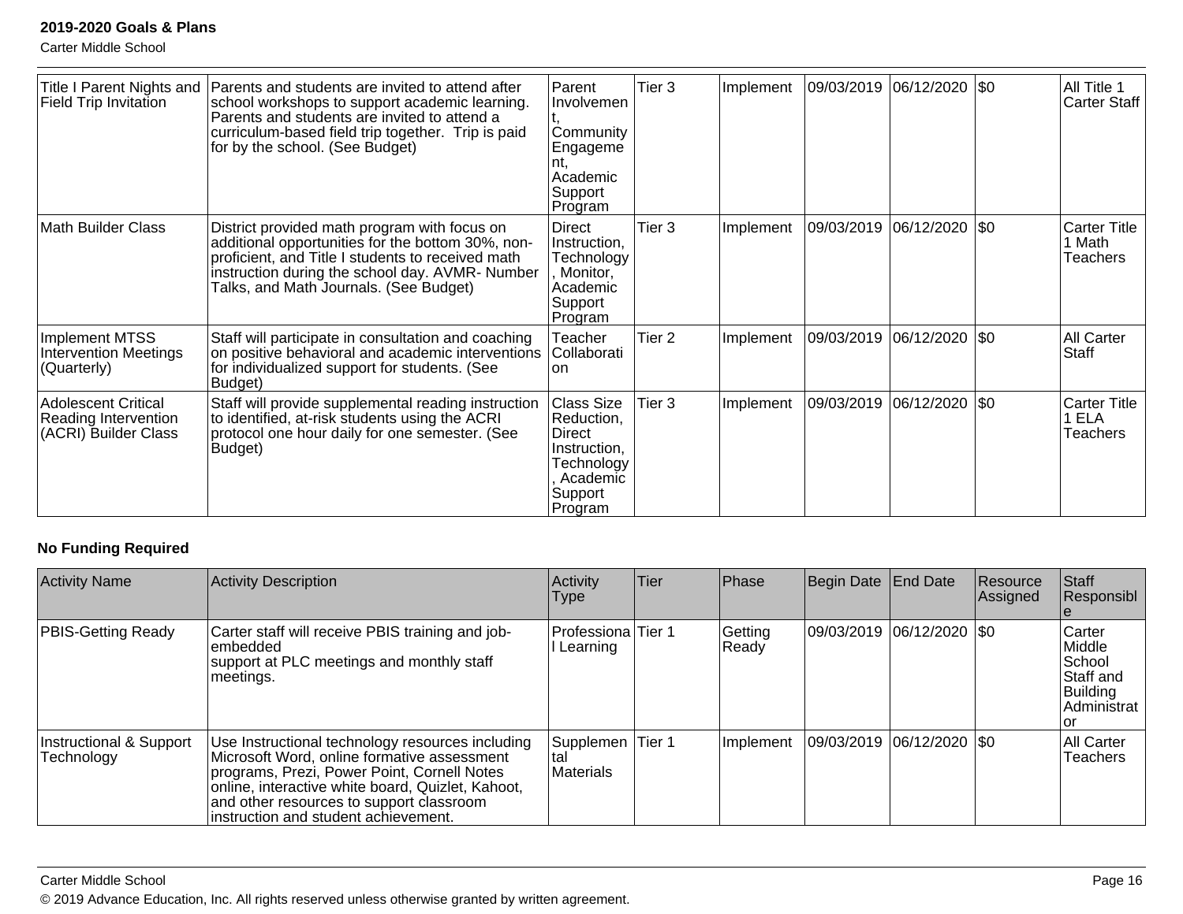| Title I Parent Nights and Field Trip Invitation | Parents and students are invited to attend after school workshops to support academic learning. Parents and students are invited to attend a curriculum-based field trip together. Trip is paid for by the school. (See Budget) | Parent Involvement, Community Engagement, Academic Support Program | Tier 3 | Implement | 09/03/2019 | 06/12/2020 | $0 | All Title 1 Carter Staff |
|---|---|---|---|---|---|---|---|---|
| Math Builder Class | District provided math program with focus on additional opportunities for the bottom 30%, non-proficient, and Title I students to received math instruction during the school day. AVMR- Number Talks, and Math Journals. (See Budget) | Direct Instruction, Technology, Monitor, Academic Support Program | Tier 3 | Implement | 09/03/2019 | 06/12/2020 | $0 | Carter Title 1 Math Teachers |
| Implement MTSS Intervention Meetings (Quarterly) | Staff will participate in consultation and coaching on positive behavioral and academic interventions for individualized support for students. (See Budget) | Teacher Collaboration | Tier 2 | Implement | 09/03/2019 | 06/12/2020 | $0 | All Carter Staff |
| Adolescent Critical Reading Intervention (ACRI) Builder Class | Staff will provide supplemental reading instruction to identified, at-risk students using the ACRI protocol one hour daily for one semester. (See Budget) | Class Size Reduction, Direct Instruction, Technology, Academic Support Program | Tier 3 | Implement | 09/03/2019 | 06/12/2020 | $0 | Carter Title 1 ELA Teachers |

**No Funding Required**

| Activity Name | Activity Description | Activity Type | Tier | Phase | Begin Date | End Date | Resource Assigned | Staff Responsible |
|---|---|---|---|---|---|---|---|---|
| PBIS-Getting Ready | Carter staff will receive PBIS training and job-embedded support at PLC meetings and monthly staff meetings. | Professional Learning | Tier 1 | Getting Ready | 09/03/2019 | 06/12/2020 | $0 | Carter Middle School Staff and Building Administrator |
| Instructional & Support Technology | Use Instructional technology resources including Microsoft Word, online formative assessment programs, Prezi, Power Point, Cornell Notes online, interactive white board, Quizlet, Kahoot, and other resources to support classroom instruction and student achievement. | Supplemental Materials | Tier 1 | Implement | 09/03/2019 | 06/12/2020 | $0 | All Carter Teachers |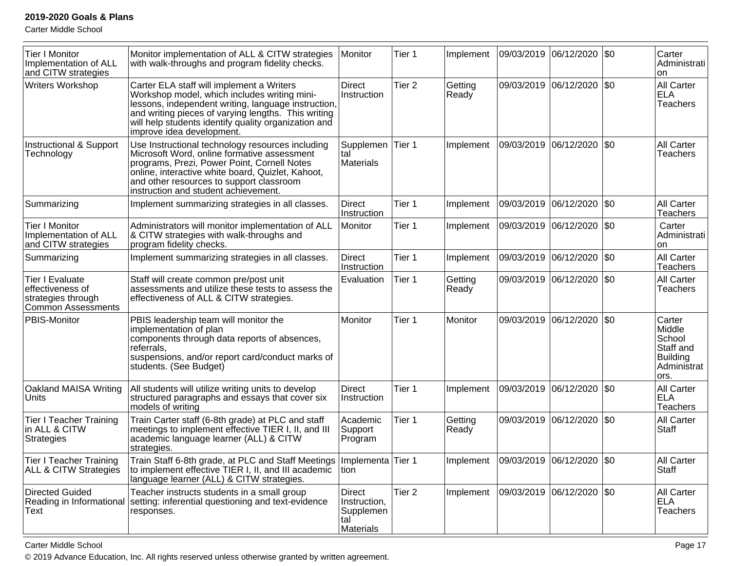| | | | | | | | | |
|---|---|---|---|---|---|---|---|---|
| Tier I Monitor Implementation of ALL and CITW strategies | Monitor implementation of ALL & CITW strategies with walk-throughs and program fidelity checks. | Monitor | Tier 1 | Implement | 09/03/2019 | 06/12/2020 | $0 | Carter Administration |
| Writers Workshop | Carter ELA staff will implement a Writers Workshop model, which includes writing mini-lessons, independent writing, language instruction, and writing pieces of varying lengths. This writing will help students identify quality organization and improve idea development. | Direct Instruction | Tier 2 | Getting Ready | 09/03/2019 | 06/12/2020 | $0 | All Carter ELA Teachers |
| Instructional & Support Technology | Use Instructional technology resources including Microsoft Word, online formative assessment programs, Prezi, Power Point, Cornell Notes online, interactive white board, Quizlet, Kahoot, and other resources to support classroom instruction and student achievement. | Supplemental Materials | Tier 1 | Implement | 09/03/2019 | 06/12/2020 | $0 | All Carter Teachers |
| Summarizing | Implement summarizing strategies in all classes. | Direct Instruction | Tier 1 | Implement | 09/03/2019 | 06/12/2020 | $0 | All Carter Teachers |
| Tier I Monitor Implementation of ALL and CITW strategies | Administrators will monitor implementation of ALL & CITW strategies with walk-throughs and program fidelity checks. | Monitor | Tier 1 | Implement | 09/03/2019 | 06/12/2020 | $0 | Carter Administration |
| Summarizing | Implement summarizing strategies in all classes. | Direct Instruction | Tier 1 | Implement | 09/03/2019 | 06/12/2020 | $0 | All Carter Teachers |
| Tier I Evaluate effectiveness of strategies through Common Assessments | Staff will create common pre/post unit assessments and utilize these tests to assess the effectiveness of ALL & CITW strategies. | Evaluation | Tier 1 | Getting Ready | 09/03/2019 | 06/12/2020 | $0 | All Carter Teachers |
| PBIS-Monitor | PBIS leadership team will monitor the implementation of plan components through data reports of absences, referrals, suspensions, and/or report card/conduct marks of students. (See Budget) | Monitor | Tier 1 | Monitor | 09/03/2019 | 06/12/2020 | $0 | Carter Middle School Staff and Building Administrators. |
| Oakland MAISA Writing Units | All students will utilize writing units to develop structured paragraphs and essays that cover six models of writing | Direct Instruction | Tier 1 | Implement | 09/03/2019 | 06/12/2020 | $0 | All Carter ELA Teachers |
| Tier I Teacher Training in ALL & CITW Strategies | Train Carter staff (6-8th grade) at PLC and staff meetings to implement effective TIER I, II, and III academic language learner (ALL) & CITW strategies. | Academic Support Program | Tier 1 | Getting Ready | 09/03/2019 | 06/12/2020 | $0 | All Carter Staff |
| Tier I Teacher Training ALL & CITW Strategies | Train Staff 6-8th grade, at PLC and Staff Meetings to implement effective TIER I, II, and III academic language learner (ALL) & CITW strategies. | Implementation | Tier 1 | Implement | 09/03/2019 | 06/12/2020 | $0 | All Carter Staff |
| Directed Guided Reading in Informational Text | Teacher instructs students in a small group setting: inferential questioning and text-evidence responses. | Direct Instruction, Supplemental Materials | Tier 2 | Implement | 09/03/2019 | 06/12/2020 | $0 | All Carter ELA Teachers |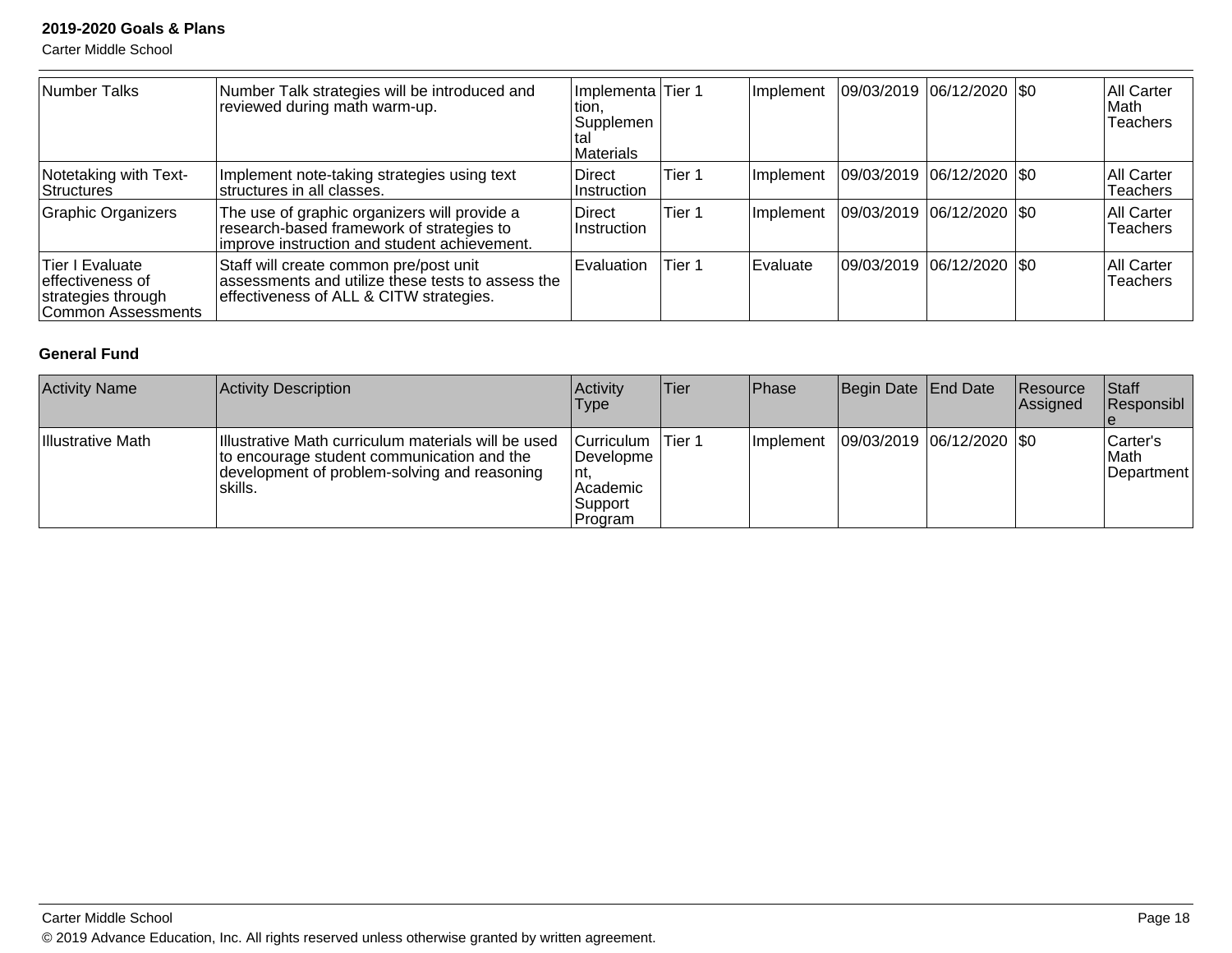| | | | | | | | | |
|---|---|---|---|---|---|---|---|---|
| Number Talks | Number Talk strategies will be introduced and reviewed during math warm-up. | Implementation, Supplemental Materials | Tier 1 | Implement | 09/03/2019 | 06/12/2020 | $0 | All Carter Math Teachers |
| Notetaking with Text-Structures | Implement note-taking strategies using text structures in all classes. | Direct Instruction | Tier 1 | Implement | 09/03/2019 | 06/12/2020 | $0 | All Carter Teachers |
| Graphic Organizers | The use of graphic organizers will provide a research-based framework of strategies to improve instruction and student achievement. | Direct Instruction | Tier 1 | Implement | 09/03/2019 | 06/12/2020 | $0 | All Carter Teachers |
| Tier I Evaluate effectiveness of strategies through Common Assessments | Staff will create common pre/post unit assessments and utilize these tests to assess the effectiveness of ALL & CITW strategies. | Evaluation | Tier 1 | Evaluate | 09/03/2019 | 06/12/2020 | $0 | All Carter Teachers |

**General Fund**

| Activity Name | Activity Description | Activity Type | Tier | Phase | Begin Date | End Date | Resource Assigned | Staff Responsible |
|---|---|---|---|---|---|---|---|---|
| Illustrative Math | Illustrative Math curriculum materials will be used to encourage student communication and the development of problem-solving and reasoning skills. | Curriculum Development, Academic Support Program | Tier 1 | Implement | 09/03/2019 | 06/12/2020 | $0 | Carter's Math Department |